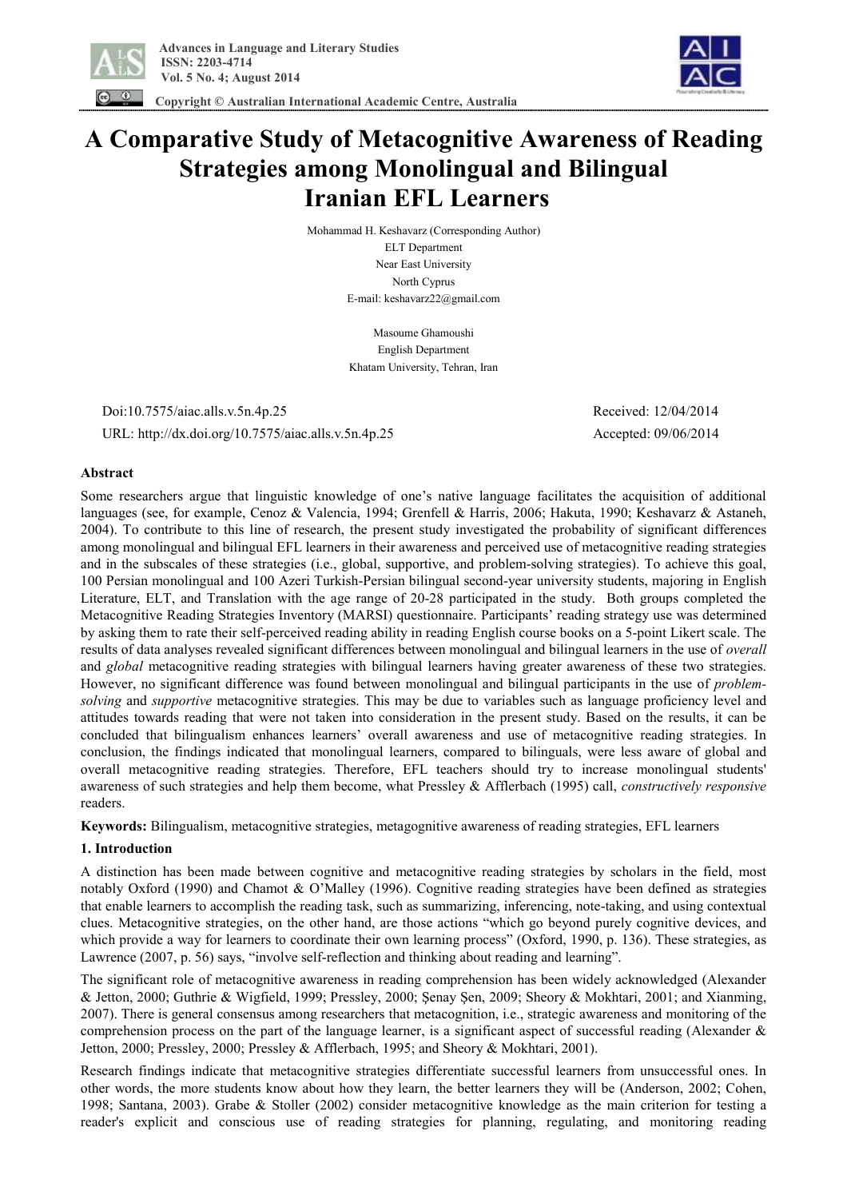# A Comparative Study of Metacognitive Awareness of Reading Strategies among Monolingual and Bilingual Iranian EFL Learners

Mohammad H. Keshavarz (Corresponding Author)
ELT Department
Near East University
North Cyprus
E-mail: keshavarz22@gmail.com

Masoume Ghamoushi
English Department
Khatam University, Tehran, Iran

Doi:10.7575/aiac.alls.v.5n.4p.25
URL: http://dx.doi.org/10.7575/aiac.alls.v.5n.4p.25

Received: 12/04/2014
Accepted: 09/06/2014

## Abstract

Some researchers argue that linguistic knowledge of one's native language facilitates the acquisition of additional languages (see, for example, Cenoz & Valencia, 1994; Grenfell & Harris, 2006; Hakuta, 1990; Keshavarz & Astaneh, 2004). To contribute to this line of research, the present study investigated the probability of significant differences among monolingual and bilingual EFL learners in their awareness and perceived use of metacognitive reading strategies and in the subscales of these strategies (i.e., global, supportive, and problem-solving strategies). To achieve this goal, 100 Persian monolingual and 100 Azeri Turkish-Persian bilingual second-year university students, majoring in English Literature, ELT, and Translation with the age range of 20-28 participated in the study. Both groups completed the Metacognitive Reading Strategies Inventory (MARSI) questionnaire. Participants' reading strategy use was determined by asking them to rate their self-perceived reading ability in reading English course books on a 5-point Likert scale. The results of data analyses revealed significant differences between monolingual and bilingual learners in the use of *overall* and *global* metacognitive reading strategies with bilingual learners having greater awareness of these two strategies. However, no significant difference was found between monolingual and bilingual participants in the use of *problem-solving* and *supportive* metacognitive strategies. This may be due to variables such as language proficiency level and attitudes towards reading that were not taken into consideration in the present study. Based on the results, it can be concluded that bilingualism enhances learners' overall awareness and use of metacognitive reading strategies. In conclusion, the findings indicated that monolingual learners, compared to bilinguals, were less aware of global and overall metacognitive reading strategies. Therefore, EFL teachers should try to increase monolingual students' awareness of such strategies and help them become, what Pressley & Afflerbach (1995) call, *constructively responsive* readers.

**Keywords:** Bilingualism, metacognitive strategies, metagognitive awareness of reading strategies, EFL learners

## 1. Introduction

A distinction has been made between cognitive and metacognitive reading strategies by scholars in the field, most notably Oxford (1990) and Chamot & O'Malley (1996). Cognitive reading strategies have been defined as strategies that enable learners to accomplish the reading task, such as summarizing, inferencing, note-taking, and using contextual clues. Metacognitive strategies, on the other hand, are those actions "which go beyond purely cognitive devices, and which provide a way for learners to coordinate their own learning process" (Oxford, 1990, p. 136). These strategies, as Lawrence (2007, p. 56) says, "involve self-reflection and thinking about reading and learning".

The significant role of metacognitive awareness in reading comprehension has been widely acknowledged (Alexander & Jetton, 2000; Guthrie & Wigfield, 1999; Pressley, 2000; Şenay Şen, 2009; Sheory & Mokhtari, 2001; and Xianming, 2007). There is general consensus among researchers that metacognition, i.e., strategic awareness and monitoring of the comprehension process on the part of the language learner, is a significant aspect of successful reading (Alexander & Jetton, 2000; Pressley, 2000; Pressley & Afflerbach, 1995; and Sheory & Mokhtari, 2001).

Research findings indicate that metacognitive strategies differentiate successful learners from unsuccessful ones. In other words, the more students know about how they learn, the better learners they will be (Anderson, 2002; Cohen, 1998; Santana, 2003). Grabe & Stoller (2002) consider metacognitive knowledge as the main criterion for testing a reader's explicit and conscious use of reading strategies for planning, regulating, and monitoring reading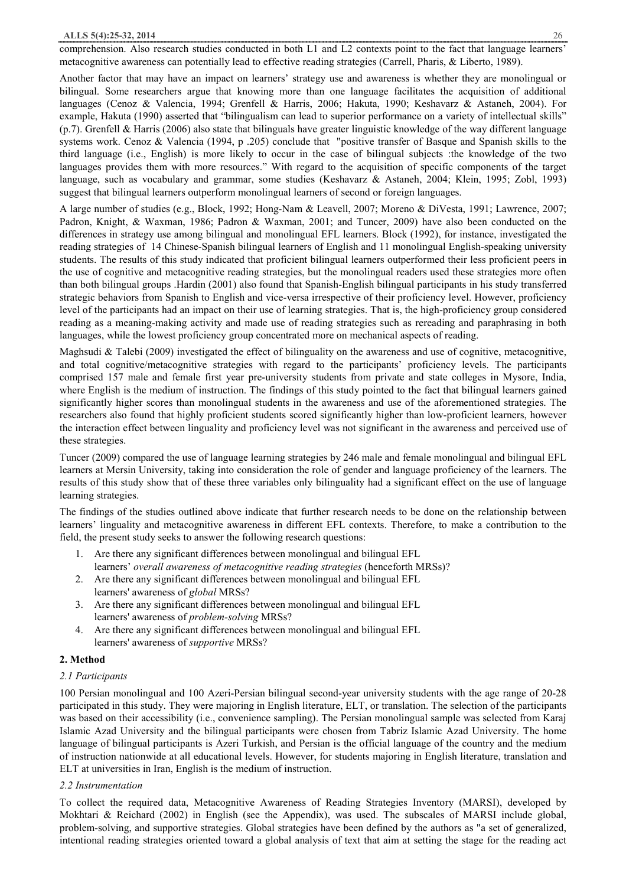comprehension. Also research studies conducted in both L1 and L2 contexts point to the fact that language learners' metacognitive awareness can potentially lead to effective reading strategies (Carrell, Pharis, & Liberto, 1989).

Another factor that may have an impact on learners' strategy use and awareness is whether they are monolingual or bilingual. Some researchers argue that knowing more than one language facilitates the acquisition of additional languages (Cenoz & Valencia, 1994; Grenfell & Harris, 2006; Hakuta, 1990; Keshavarz & Astaneh, 2004). For example, Hakuta (1990) asserted that "bilingualism can lead to superior performance on a variety of intellectual skills" (p.7). Grenfell & Harris (2006) also state that bilinguals have greater linguistic knowledge of the way different language systems work. Cenoz & Valencia (1994, p .205) conclude that "positive transfer of Basque and Spanish skills to the third language (i.e., English) is more likely to occur in the case of bilingual subjects :the knowledge of the two languages provides them with more resources." With regard to the acquisition of specific components of the target language, such as vocabulary and grammar, some studies (Keshavarz & Astaneh, 2004; Klein, 1995; Zobl, 1993) suggest that bilingual learners outperform monolingual learners of second or foreign languages.

A large number of studies (e.g., Block, 1992; Hong-Nam & Leavell, 2007; Moreno & DiVesta, 1991; Lawrence, 2007; Padron, Knight, & Waxman, 1986; Padron & Waxman, 2001; and Tuncer, 2009) have also been conducted on the differences in strategy use among bilingual and monolingual EFL learners. Block (1992), for instance, investigated the reading strategies of 14 Chinese-Spanish bilingual learners of English and 11 monolingual English-speaking university students. The results of this study indicated that proficient bilingual learners outperformed their less proficient peers in the use of cognitive and metacognitive reading strategies, but the monolingual readers used these strategies more often than both bilingual groups .Hardin (2001) also found that Spanish-English bilingual participants in his study transferred strategic behaviors from Spanish to English and vice-versa irrespective of their proficiency level. However, proficiency level of the participants had an impact on their use of learning strategies. That is, the high-proficiency group considered reading as a meaning-making activity and made use of reading strategies such as rereading and paraphrasing in both languages, while the lowest proficiency group concentrated more on mechanical aspects of reading.

Maghsudi & Talebi (2009) investigated the effect of bilinguality on the awareness and use of cognitive, metacognitive, and total cognitive/metacognitive strategies with regard to the participants' proficiency levels. The participants comprised 157 male and female first year pre-university students from private and state colleges in Mysore, India, where English is the medium of instruction. The findings of this study pointed to the fact that bilingual learners gained significantly higher scores than monolingual students in the awareness and use of the aforementioned strategies. The researchers also found that highly proficient students scored significantly higher than low-proficient learners, however the interaction effect between linguality and proficiency level was not significant in the awareness and perceived use of these strategies.

Tuncer (2009) compared the use of language learning strategies by 246 male and female monolingual and bilingual EFL learners at Mersin University, taking into consideration the role of gender and language proficiency of the learners. The results of this study show that of these three variables only bilinguality had a significant effect on the use of language learning strategies.

The findings of the studies outlined above indicate that further research needs to be done on the relationship between learners' linguality and metacognitive awareness in different EFL contexts. Therefore, to make a contribution to the field, the present study seeks to answer the following research questions:

1. Are there any significant differences between monolingual and bilingual EFL learners' *overall awareness of metacognitive reading strategies* (henceforth MRSs)?
2. Are there any significant differences between monolingual and bilingual EFL learners' awareness of *global* MRSs?
3. Are there any significant differences between monolingual and bilingual EFL learners' awareness of *problem-solving* MRSs?
4. Are there any significant differences between monolingual and bilingual EFL learners' awareness of *supportive* MRSs?

## 2. Method

### *2.1 Participants*

100 Persian monolingual and 100 Azeri-Persian bilingual second-year university students with the age range of 20-28 participated in this study. They were majoring in English literature, ELT, or translation. The selection of the participants was based on their accessibility (i.e., convenience sampling). The Persian monolingual sample was selected from Karaj Islamic Azad University and the bilingual participants were chosen from Tabriz Islamic Azad University. The home language of bilingual participants is Azeri Turkish, and Persian is the official language of the country and the medium of instruction nationwide at all educational levels. However, for students majoring in English literature, translation and ELT at universities in Iran, English is the medium of instruction.

### *2.2 Instrumentation*

To collect the required data, Metacognitive Awareness of Reading Strategies Inventory (MARSI), developed by Mokhtari & Reichard (2002) in English (see the Appendix), was used. The subscales of MARSI include global, problem-solving, and supportive strategies. Global strategies have been defined by the authors as "a set of generalized, intentional reading strategies oriented toward a global analysis of text that aim at setting the stage for the reading act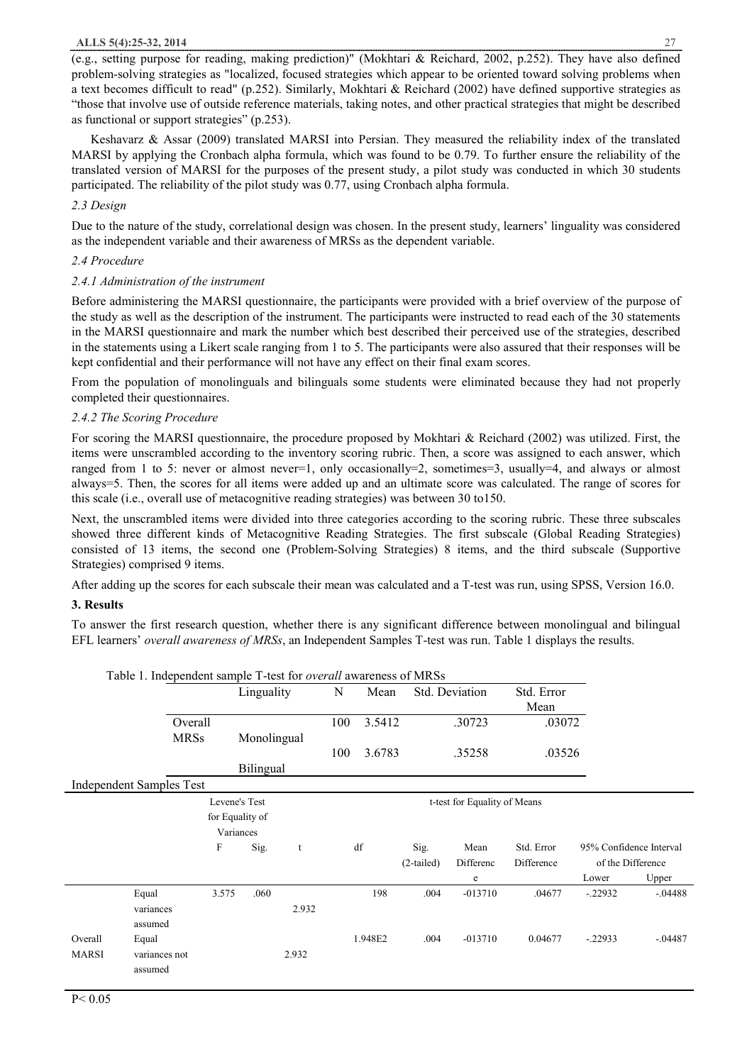(e.g., setting purpose for reading, making prediction)" (Mokhtari & Reichard, 2002, p.252). They have also defined problem-solving strategies as "localized, focused strategies which appear to be oriented toward solving problems when a text becomes difficult to read" (p.252). Similarly, Mokhtari & Reichard (2002) have defined supportive strategies as "those that involve use of outside reference materials, taking notes, and other practical strategies that might be described as functional or support strategies" (p.253).

Keshavarz & Assar (2009) translated MARSI into Persian. They measured the reliability index of the translated MARSI by applying the Cronbach alpha formula, which was found to be 0.79. To further ensure the reliability of the translated version of MARSI for the purposes of the present study, a pilot study was conducted in which 30 students participated. The reliability of the pilot study was 0.77, using Cronbach alpha formula.

*2.3 Design*

Due to the nature of the study, correlational design was chosen. In the present study, learners' linguality was considered as the independent variable and their awareness of MRSs as the dependent variable.

*2.4 Procedure*

*2.4.1 Administration of the instrument*

Before administering the MARSI questionnaire, the participants were provided with a brief overview of the purpose of the study as well as the description of the instrument. The participants were instructed to read each of the 30 statements in the MARSI questionnaire and mark the number which best described their perceived use of the strategies, described in the statements using a Likert scale ranging from 1 to 5. The participants were also assured that their responses will be kept confidential and their performance will not have any effect on their final exam scores.

From the population of monolinguals and bilinguals some students were eliminated because they had not properly completed their questionnaires.

*2.4.2 The Scoring Procedure*

For scoring the MARSI questionnaire, the procedure proposed by Mokhtari & Reichard (2002) was utilized. First, the items were unscrambled according to the inventory scoring rubric. Then, a score was assigned to each answer, which ranged from 1 to 5: never or almost never=1, only occasionally=2, sometimes=3, usually=4, and always or almost always=5. Then, the scores for all items were added up and an ultimate score was calculated. The range of scores for this scale (i.e., overall use of metacognitive reading strategies) was between 30 to150.

Next, the unscrambled items were divided into three categories according to the scoring rubric. These three subscales showed three different kinds of Metacognitive Reading Strategies. The first subscale (Global Reading Strategies) consisted of 13 items, the second one (Problem-Solving Strategies) 8 items, and the third subscale (Supportive Strategies) comprised 9 items.

After adding up the scores for each subscale their mean was calculated and a T-test was run, using SPSS, Version 16.0.

## 3. Results

To answer the first research question, whether there is any significant difference between monolingual and bilingual EFL learners' *overall awareness of MRSs*, an Independent Samples T-test was run. Table 1 displays the results.

Table 1. Independent sample T-test for *overall* awareness of MRSs

| | Linguality | N | Mean | Std. Deviation | Std. Error Mean |
|---|---|---|---|---|---|
| Overall MRSs | Monolingual | 100 | 3.5412 | .30723 | .03072 |
| | Bilingual | 100 | 3.6783 | .35258 | .03526 |

Independent Samples Test

| | | Levene's Test for Equality of Variances | | t-test for Equality of Means | | | | | | |
|---|---|---|---|---|---|---|---|---|---|---|
| | | F | Sig. | t | df | Sig. (2-tailed) | Mean Difference | Std. Error Difference | 95% Confidence Interval of the Difference Lower | Upper |
| Overall MARSI | Equal variances assumed | 3.575 | .060 | 2.932 | 198 | .004 | -013710 | .04677 | -.22932 | -.04488 |
| | Equal variances not assumed | | | 2.932 | 1.948E2 | .004 | -013710 | 0.04677 | -.22933 | -.04487 |

$P < 0.05$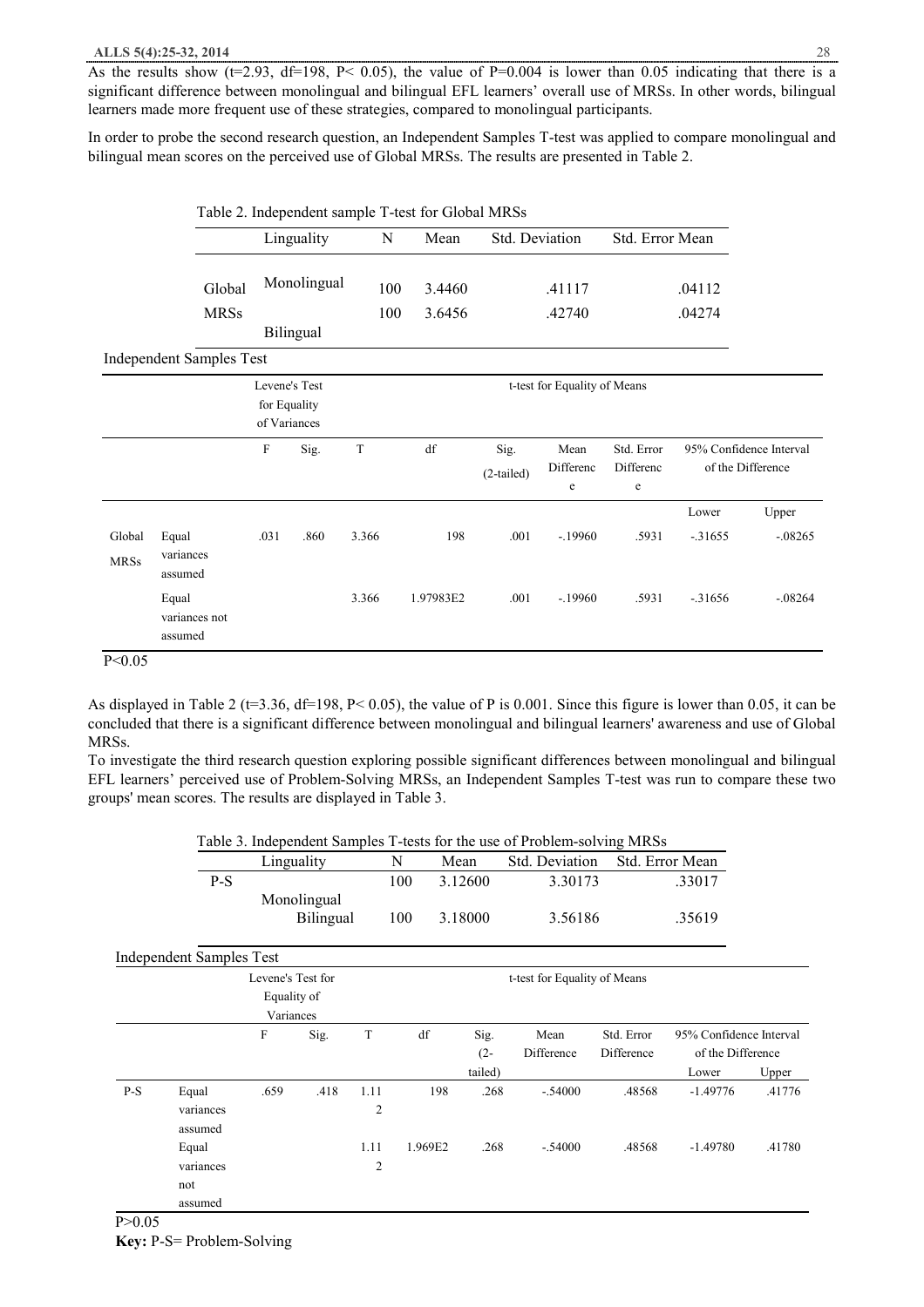As the results show ($t$=2.93, df=198, P< 0.05), the value of P=0.004 is lower than 0.05 indicating that there is a significant difference between monolingual and bilingual EFL learners' overall use of MRSs. In other words, bilingual learners made more frequent use of these strategies, compared to monolingual participants.

In order to probe the second research question, an Independent Samples T-test was applied to compare monolingual and bilingual mean scores on the perceived use of Global MRSs. The results are presented in Table 2.

Table 2. Independent sample T-test for Global MRSs

| | Linguality | N | Mean | Std. Deviation | Std. Error Mean |
|---|---|---|---|---|---|
| Global MRSs | Monolingual | 100 | 3.4460 | .41117 | .04112 |
| | Bilingual | 100 | 3.6456 | .42740 | .04274 |

Independent Samples Test

| | | Levene's Test for Equality of Variances | | t-test for Equality of Means | | | | | | |
|---|---|---|---|---|---|---|---|---|---|---|
| | | F | Sig. | T | df | Sig. (2-tailed) | Mean Difference | Std. Error Difference | 95% Confidence Interval of the Difference | |
| | | | | | | | | | Lower | Upper |
| Global MRSs | Equal variances assumed | .031 | .860 | 3.366 | 198 | .001 | -.19960 | .5931 | -.31655 | -.08265 |
| | Equal variances not assumed | | | 3.366 | 1.97983E2 | .001 | -.19960 | .5931 | -.31656 | -.08264 |

P<0.05

As displayed in Table 2 ($t$=3.36, df=198, P< 0.05), the value of P is 0.001. Since this figure is lower than 0.05, it can be concluded that there is a significant difference between monolingual and bilingual learners' awareness and use of Global MRSs.

To investigate the third research question exploring possible significant differences between monolingual and bilingual EFL learners' perceived use of Problem-Solving MRSs, an Independent Samples T-test was run to compare these two groups' mean scores. The results are displayed in Table 3.

Table 3. Independent Samples T-tests for the use of Problem-solving MRSs

| | Linguality | N | Mean | Std. Deviation | Std. Error Mean |
|---|---|---|---|---|---|
| P-S | Monolingual | 100 | 3.12600 | 3.30173 | .33017 |
| | Bilingual | 100 | 3.18000 | 3.56186 | .35619 |

Independent Samples Test

| | | Levene's Test for Equality of Variances | | t-test for Equality of Means | | | | | | |
|---|---|---|---|---|---|---|---|---|---|---|
| | | F | Sig. | T | df | Sig. (2-tailed) | Mean Difference | Std. Error Difference | 95% Confidence Interval of the Difference | |
| | | | | | | | | | Lower | Upper |
| P-S | Equal variances assumed | .659 | .418 | 1.112 | 198 | .268 | -.54000 | .48568 | -1.49776 | .41776 |
| | Equal variances not assumed | | | 1.112 | 1.969E2 | .268 | -.54000 | .48568 | -1.49780 | .41780 |

P>0.05

**Key:** P-S= Problem-Solving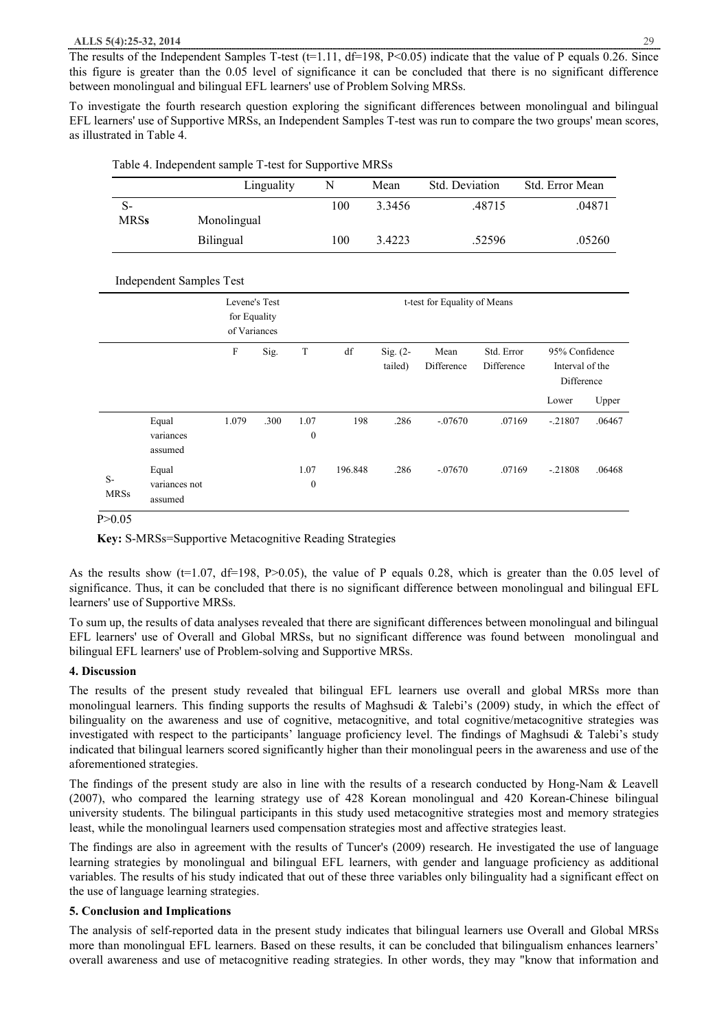The results of the Independent Samples T-test ($t=1.11$, $df=198$, $P<0.05$) indicate that the value of P equals 0.26. Since this figure is greater than the 0.05 level of significance it can be concluded that there is no significant difference between monolingual and bilingual EFL learners' use of Problem Solving MRSs.

To investigate the fourth research question exploring the significant differences between monolingual and bilingual EFL learners' use of Supportive MRSs, an Independent Samples T-test was run to compare the two groups' mean scores, as illustrated in Table 4.

Table 4. Independent sample T-test for Supportive MRSs

| | Linguality | N | Mean | Std. Deviation | Std. Error Mean |
|---|---|---|---|---|---|
| S-MRSs | Monolingual | 100 | 3.3456 | .48715 | .04871 |
| | Bilingual | 100 | 3.4223 | .52596 | .05260 |

Independent Samples Test

| | | Levene's Test for Equality of Variances | | t-test for Equality of Means | | | | | | |
|---|---|---|---|---|---|---|---|---|---|---|
| | | F | Sig. | T | df | Sig. (2-tailed) | Mean Difference | Std. Error Difference | 95% Confidence Interval of the Difference | |
| | | | | | | | | | Lower | Upper |
| S-MRSs | Equal variances assumed | 1.079 | .300 | 1.070 | 198 | .286 | -.07670 | .07169 | -.21807 | .06467 |
| | Equal variances not assumed | | | 1.070 | 196.848 | .286 | -.07670 | .07169 | -.21808 | .06468 |

P>0.05

**Key:** S-MRSs=Supportive Metacognitive Reading Strategies

As the results show ($t=1.07$, $df=198$, $P>0.05$), the value of P equals 0.28, which is greater than the 0.05 level of significance. Thus, it can be concluded that there is no significant difference between monolingual and bilingual EFL learners' use of Supportive MRSs.

To sum up, the results of data analyses revealed that there are significant differences between monolingual and bilingual EFL learners' use of Overall and Global MRSs, but no significant difference was found between monolingual and bilingual EFL learners' use of Problem-solving and Supportive MRSs.

## 4. Discussion

The results of the present study revealed that bilingual EFL learners use overall and global MRSs more than monolingual learners. This finding supports the results of Maghsudi & Talebi's (2009) study, in which the effect of bilinguality on the awareness and use of cognitive, metacognitive, and total cognitive/metacognitive strategies was investigated with respect to the participants' language proficiency level. The findings of Maghsudi & Talebi's study indicated that bilingual learners scored significantly higher than their monolingual peers in the awareness and use of the aforementioned strategies.

The findings of the present study are also in line with the results of a research conducted by Hong-Nam & Leavell (2007), who compared the learning strategy use of 428 Korean monolingual and 420 Korean-Chinese bilingual university students. The bilingual participants in this study used metacognitive strategies most and memory strategies least, while the monolingual learners used compensation strategies most and affective strategies least.

The findings are also in agreement with the results of Tuncer's (2009) research. He investigated the use of language learning strategies by monolingual and bilingual EFL learners, with gender and language proficiency as additional variables. The results of his study indicated that out of these three variables only bilinguality had a significant effect on the use of language learning strategies.

## 5. Conclusion and Implications

The analysis of self-reported data in the present study indicates that bilingual learners use Overall and Global MRSs more than monolingual EFL learners. Based on these results, it can be concluded that bilingualism enhances learners' overall awareness and use of metacognitive reading strategies. In other words, they may "know that information and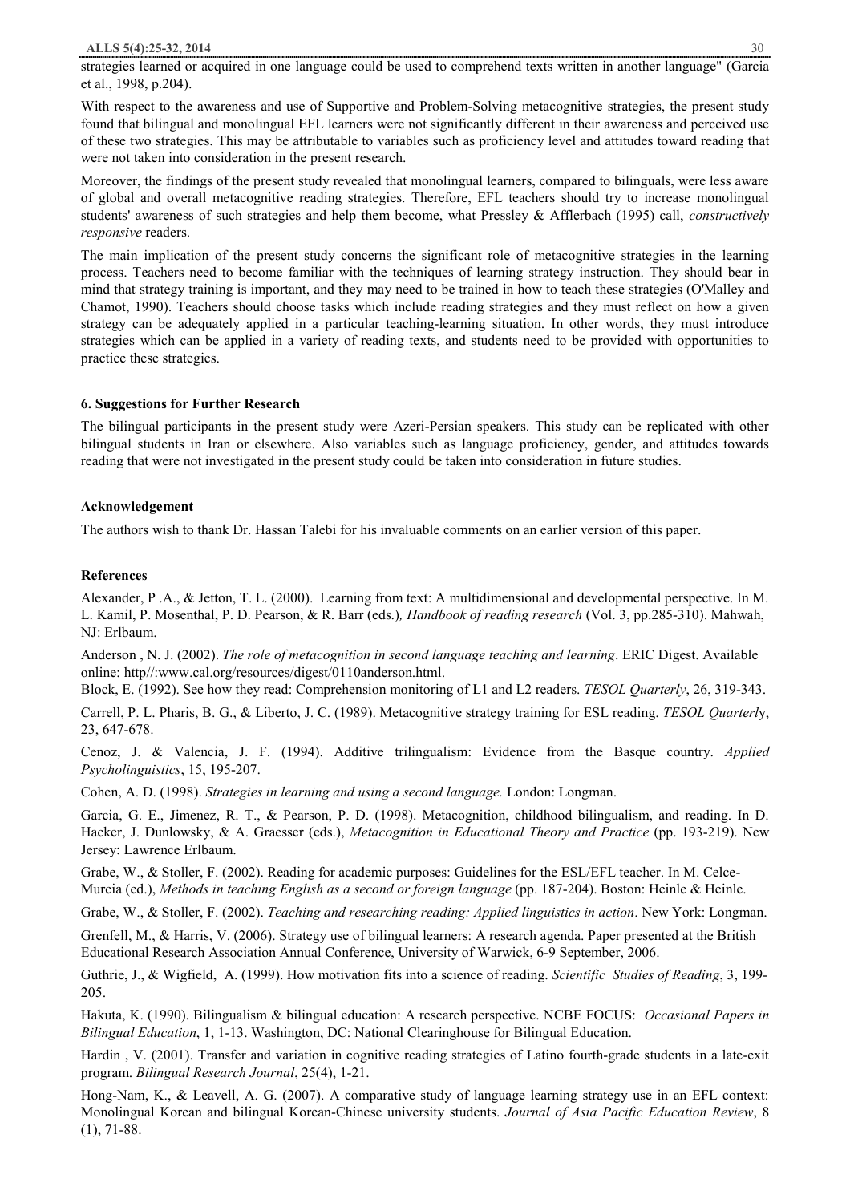strategies learned or acquired in one language could be used to comprehend texts written in another language" (Garcia et al., 1998, p.204).

With respect to the awareness and use of Supportive and Problem-Solving metacognitive strategies, the present study found that bilingual and monolingual EFL learners were not significantly different in their awareness and perceived use of these two strategies. This may be attributable to variables such as proficiency level and attitudes toward reading that were not taken into consideration in the present research.

Moreover, the findings of the present study revealed that monolingual learners, compared to bilinguals, were less aware of global and overall metacognitive reading strategies. Therefore, EFL teachers should try to increase monolingual students' awareness of such strategies and help them become, what Pressley & Afflerbach (1995) call, *constructively responsive* readers.

The main implication of the present study concerns the significant role of metacognitive strategies in the learning process. Teachers need to become familiar with the techniques of learning strategy instruction. They should bear in mind that strategy training is important, and they may need to be trained in how to teach these strategies (O'Malley and Chamot, 1990). Teachers should choose tasks which include reading strategies and they must reflect on how a given strategy can be adequately applied in a particular teaching-learning situation. In other words, they must introduce strategies which can be applied in a variety of reading texts, and students need to be provided with opportunities to practice these strategies.

## 6. Suggestions for Further Research

The bilingual participants in the present study were Azeri-Persian speakers. This study can be replicated with other bilingual students in Iran or elsewhere. Also variables such as language proficiency, gender, and attitudes towards reading that were not investigated in the present study could be taken into consideration in future studies.

## Acknowledgement

The authors wish to thank Dr. Hassan Talebi for his invaluable comments on an earlier version of this paper.

## References

Alexander, P .A., & Jetton, T. L. (2000). Learning from text: A multidimensional and developmental perspective. In M. L. Kamil, P. Mosenthal, P. D. Pearson, & R. Barr (eds.)*, Handbook of reading research* (Vol. 3, pp.285-310). Mahwah, NJ: Erlbaum.

Anderson , N. J. (2002). *The role of metacognition in second language teaching and learning*. ERIC Digest. Available online: http//:www.cal.org/resources/digest/0110anderson.html.

Block, E. (1992). See how they read: Comprehension monitoring of L1 and L2 readers. *TESOL Quarterly*, 26, 319-343.

Carrell, P. L. Pharis, B. G., & Liberto, J. C. (1989). Metacognitive strategy training for ESL reading. *TESOL Quarterl*y, 23, 647-678.

Cenoz, J. & Valencia, J. F. (1994). Additive trilingualism: Evidence from the Basque country. *Applied Psycholinguistics*, 15, 195-207.

Cohen, A. D. (1998). *Strategies in learning and using a second language.* London: Longman.

Garcia, G. E., Jimenez, R. T., & Pearson, P. D. (1998). Metacognition, childhood bilingualism, and reading. In D. Hacker, J. Dunlowsky, & A. Graesser (eds.), *Metacognition in Educational Theory and Practice* (pp. 193-219). New Jersey: Lawrence Erlbaum.

Grabe, W., & Stoller, F. (2002). Reading for academic purposes: Guidelines for the ESL/EFL teacher. In M. Celce-Murcia (ed.), *Methods in teaching English as a second or foreign language* (pp. 187-204). Boston: Heinle & Heinle.

Grabe, W., & Stoller, F. (2002). *Teaching and researching reading: Applied linguistics in action*. New York: Longman.

Grenfell, M., & Harris, V. (2006). Strategy use of bilingual learners: A research agenda. Paper presented at the British Educational Research Association Annual Conference, University of Warwick, 6-9 September, 2006.

Guthrie, J., & Wigfield, A. (1999). How motivation fits into a science of reading. *Scientific Studies of Reading*, 3, 199-205.

Hakuta, K. (1990). Bilingualism & bilingual education: A research perspective. NCBE FOCUS: *Occasional Papers in Bilingual Education*, 1, 1-13. Washington, DC: National Clearinghouse for Bilingual Education.

Hardin , V. (2001). Transfer and variation in cognitive reading strategies of Latino fourth-grade students in a late-exit program. *Bilingual Research Journal*, 25(4), 1-21.

Hong-Nam, K., & Leavell, A. G. (2007). A comparative study of language learning strategy use in an EFL context: Monolingual Korean and bilingual Korean-Chinese university students. *Journal of Asia Pacific Education Review*, 8 (1), 71-88.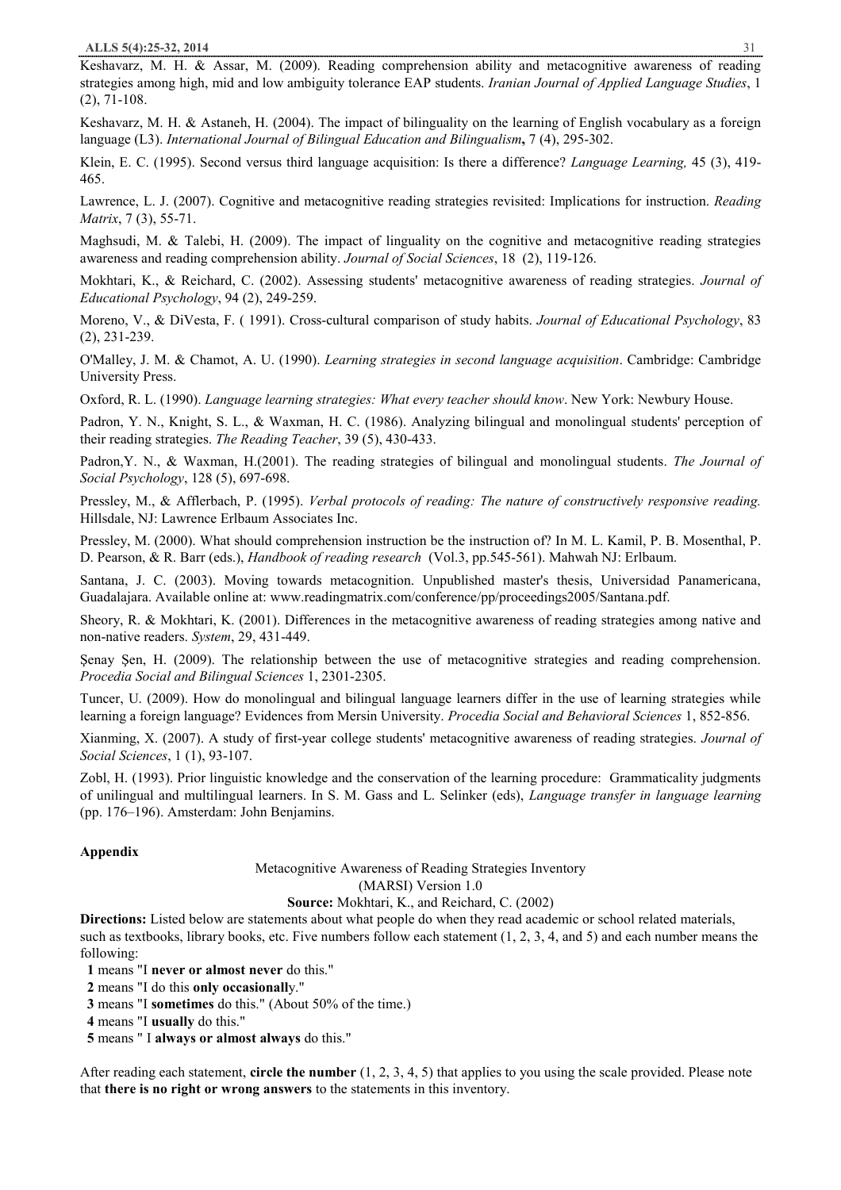Keshavarz, M. H. & Assar, M. (2009). Reading comprehension ability and metacognitive awareness of reading strategies among high, mid and low ambiguity tolerance EAP students. *Iranian Journal of Applied Language Studies*, 1 (2), 71-108.

Keshavarz, M. H. & Astaneh, H. (2004). The impact of bilinguality on the learning of English vocabulary as a foreign language (L3). *International Journal of Bilingual Education and Bilingualism***,** 7 (4), 295-302.

Klein, E. C. (1995). Second versus third language acquisition: Is there a difference? *Language Learning,* 45 (3), 419-465.

Lawrence, L. J. (2007). Cognitive and metacognitive reading strategies revisited: Implications for instruction. *Reading Matrix*, 7 (3), 55-71.

Maghsudi, M. & Talebi, H. (2009). The impact of linguality on the cognitive and metacognitive reading strategies awareness and reading comprehension ability. *Journal of Social Sciences*, 18 (2), 119-126.

Mokhtari, K., & Reichard, C. (2002). Assessing students' metacognitive awareness of reading strategies. *Journal of Educational Psychology*, 94 (2), 249-259.

Moreno, V., & DiVesta, F. ( 1991). Cross-cultural comparison of study habits. *Journal of Educational Psychology*, 83 (2), 231-239.

O'Malley, J. M. & Chamot, A. U. (1990). *Learning strategies in second language acquisition*. Cambridge: Cambridge University Press.

Oxford, R. L. (1990). *Language learning strategies: What every teacher should know*. New York: Newbury House.

Padron, Y. N., Knight, S. L., & Waxman, H. C. (1986). Analyzing bilingual and monolingual students' perception of their reading strategies. *The Reading Teacher*, 39 (5), 430-433.

Padron,Y. N., & Waxman, H.(2001). The reading strategies of bilingual and monolingual students. *The Journal of Social Psychology*, 128 (5), 697-698.

Pressley, M., & Afflerbach, P. (1995). *Verbal protocols of reading: The nature of constructively responsive reading.* Hillsdale, NJ: Lawrence Erlbaum Associates Inc.

Pressley, M. (2000). What should comprehension instruction be the instruction of? In M. L. Kamil, P. B. Mosenthal, P. D. Pearson, & R. Barr (eds.), *Handbook of reading research* (Vol.3, pp.545-561). Mahwah NJ: Erlbaum.

Santana, J. C. (2003). Moving towards metacognition. Unpublished master's thesis, Universidad Panamericana, Guadalajara. Available online at: www.readingmatrix.com/conference/pp/proceedings2005/Santana.pdf.

Sheory, R. & Mokhtari, K. (2001). Differences in the metacognitive awareness of reading strategies among native and non-native readers. *System*, 29, 431-449.

Şenay Şen, H. (2009). The relationship between the use of metacognitive strategies and reading comprehension. *Procedia Social and Bilingual Sciences* 1, 2301-2305.

Tuncer, U. (2009). How do monolingual and bilingual language learners differ in the use of learning strategies while learning a foreign language? Evidences from Mersin University. *Procedia Social and Behavioral Sciences* 1, 852-856.

Xianming, X. (2007). A study of first-year college students' metacognitive awareness of reading strategies. *Journal of Social Sciences*, 1 (1), 93-107.

Zobl, H. (1993). Prior linguistic knowledge and the conservation of the learning procedure: Grammaticality judgments of unilingual and multilingual learners. In S. M. Gass and L. Selinker (eds), *Language transfer in language learning* (pp. 176–196). Amsterdam: John Benjamins.

## Appendix

Metacognitive Awareness of Reading Strategies Inventory
(MARSI) Version 1.0

**Source:** Mokhtari, K., and Reichard, C. (2002)

**Directions:** Listed below are statements about what people do when they read academic or school related materials, such as textbooks, library books, etc. Five numbers follow each statement (1, 2, 3, 4, and 5) and each number means the following:

**1** means "I **never or almost never** do this."
**2** means "I do this **only occasionall**y."
**3** means "I **sometimes** do this." (About 50% of the time.)
**4** means "I **usually** do this."
**5** means " I **always or almost always** do this."

After reading each statement, **circle the number** (1, 2, 3, 4, 5) that applies to you using the scale provided. Please note that **there is no right or wrong answers** to the statements in this inventory.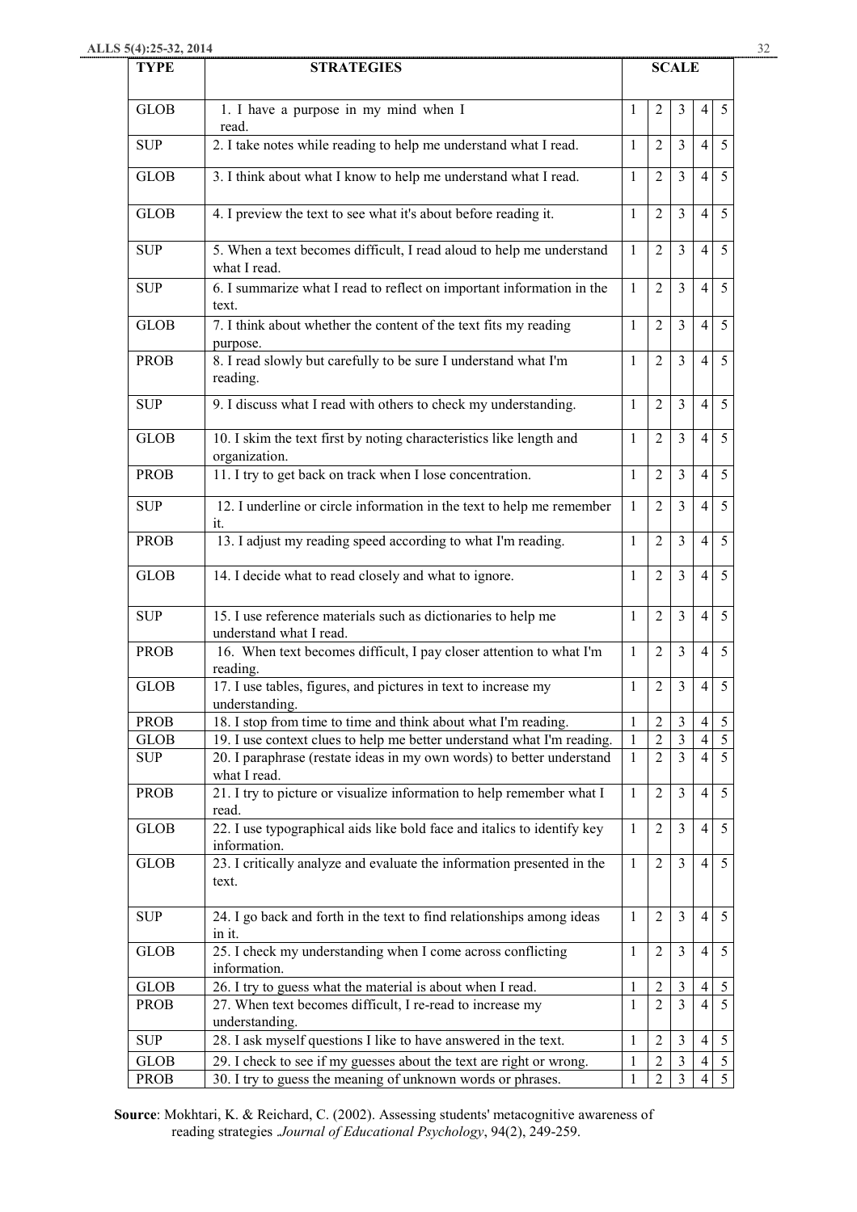| TYPE | STRATEGIES | SCALE | | | | |
|---|---|---|---|---|---|---|
| GLOB | 1. I have a purpose in my mind when I read. | 1 | 2 | 3 | 4 | 5 |
| SUP | 2. I take notes while reading to help me understand what I read. | 1 | 2 | 3 | 4 | 5 |
| GLOB | 3. I think about what I know to help me understand what I read. | 1 | 2 | 3 | 4 | 5 |
| GLOB | 4. I preview the text to see what it's about before reading it. | 1 | 2 | 3 | 4 | 5 |
| SUP | 5. When a text becomes difficult, I read aloud to help me understand what I read. | 1 | 2 | 3 | 4 | 5 |
| SUP | 6. I summarize what I read to reflect on important information in the text. | 1 | 2 | 3 | 4 | 5 |
| GLOB | 7. I think about whether the content of the text fits my reading purpose. | 1 | 2 | 3 | 4 | 5 |
| PROB | 8. I read slowly but carefully to be sure I understand what I'm reading. | 1 | 2 | 3 | 4 | 5 |
| SUP | 9. I discuss what I read with others to check my understanding. | 1 | 2 | 3 | 4 | 5 |
| GLOB | 10. I skim the text first by noting characteristics like length and organization. | 1 | 2 | 3 | 4 | 5 |
| PROB | 11. I try to get back on track when I lose concentration. | 1 | 2 | 3 | 4 | 5 |
| SUP | 12. I underline or circle information in the text to help me remember it. | 1 | 2 | 3 | 4 | 5 |
| PROB | 13. I adjust my reading speed according to what I'm reading. | 1 | 2 | 3 | 4 | 5 |
| GLOB | 14. I decide what to read closely and what to ignore. | 1 | 2 | 3 | 4 | 5 |
| SUP | 15. I use reference materials such as dictionaries to help me understand what I read. | 1 | 2 | 3 | 4 | 5 |
| PROB | 16. When text becomes difficult, I pay closer attention to what I'm reading. | 1 | 2 | 3 | 4 | 5 |
| GLOB | 17. I use tables, figures, and pictures in text to increase my understanding. | 1 | 2 | 3 | 4 | 5 |
| PROB | 18. I stop from time to time and think about what I'm reading. | 1 | 2 | 3 | 4 | 5 |
| GLOB | 19. I use context clues to help me better understand what I'm reading. | 1 | 2 | 3 | 4 | 5 |
| SUP | 20. I paraphrase (restate ideas in my own words) to better understand what I read. | 1 | 2 | 3 | 4 | 5 |
| PROB | 21. I try to picture or visualize information to help remember what I read. | 1 | 2 | 3 | 4 | 5 |
| GLOB | 22. I use typographical aids like bold face and italics to identify key information. | 1 | 2 | 3 | 4 | 5 |
| GLOB | 23. I critically analyze and evaluate the information presented in the text. | 1 | 2 | 3 | 4 | 5 |
| SUP | 24. I go back and forth in the text to find relationships among ideas in it. | 1 | 2 | 3 | 4 | 5 |
| GLOB | 25. I check my understanding when I come across conflicting information. | 1 | 2 | 3 | 4 | 5 |
| GLOB | 26. I try to guess what the material is about when I read. | 1 | 2 | 3 | 4 | 5 |
| PROB | 27. When text becomes difficult, I re-read to increase my understanding. | 1 | 2 | 3 | 4 | 5 |
| SUP | 28. I ask myself questions I like to have answered in the text. | 1 | 2 | 3 | 4 | 5 |
| GLOB | 29. I check to see if my guesses about the text are right or wrong. | 1 | 2 | 3 | 4 | 5 |
| PROB | 30. I try to guess the meaning of unknown words or phrases. | 1 | 2 | 3 | 4 | 5 |

**Source**: Mokhtari, K. & Reichard, C. (2002). Assessing students' metacognitive awareness of reading strategies .*Journal of Educational Psychology*, 94(2), 249-259.